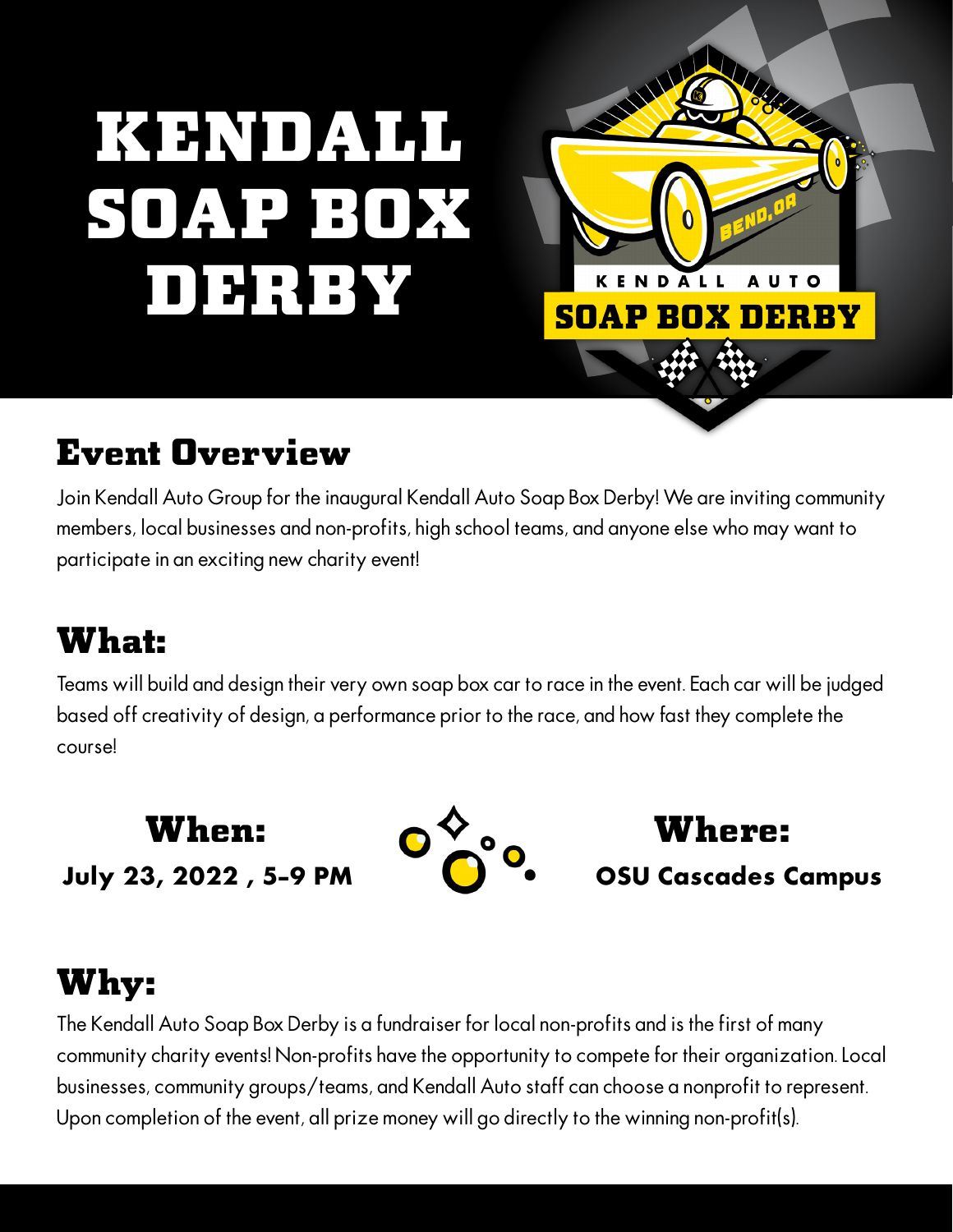# KENDALL SOAP BOX DERBY

## Event Overview

Join Kendall Auto Group for the inaugural Kendall Auto Soap Box Derby! We are inviting community members, local businesses and non-profits, high school teams, and anyone else who may want to participate in an exciting new charity event!

## What:

Teams will build and design their very own soap box car to race in the event. Each car will be judged based off creativity of design, a performance prior to the race, and how fast they complete the course!

## When:

**July 23, 2022 , 5-9 PM**

## Where:

**OSU Cascades Campus**

## Why:

The Kendall Auto Soap Box Derby is a fundraiser for local non-profits and is the first of many community charity events! Non-profits have the opportunity to compete for their organization. Local businesses, community groups/teams, and Kendall Auto staff can choose a nonprofit to represent. Upon completion of the event, all prize money will go directly to the winning non-profit(s).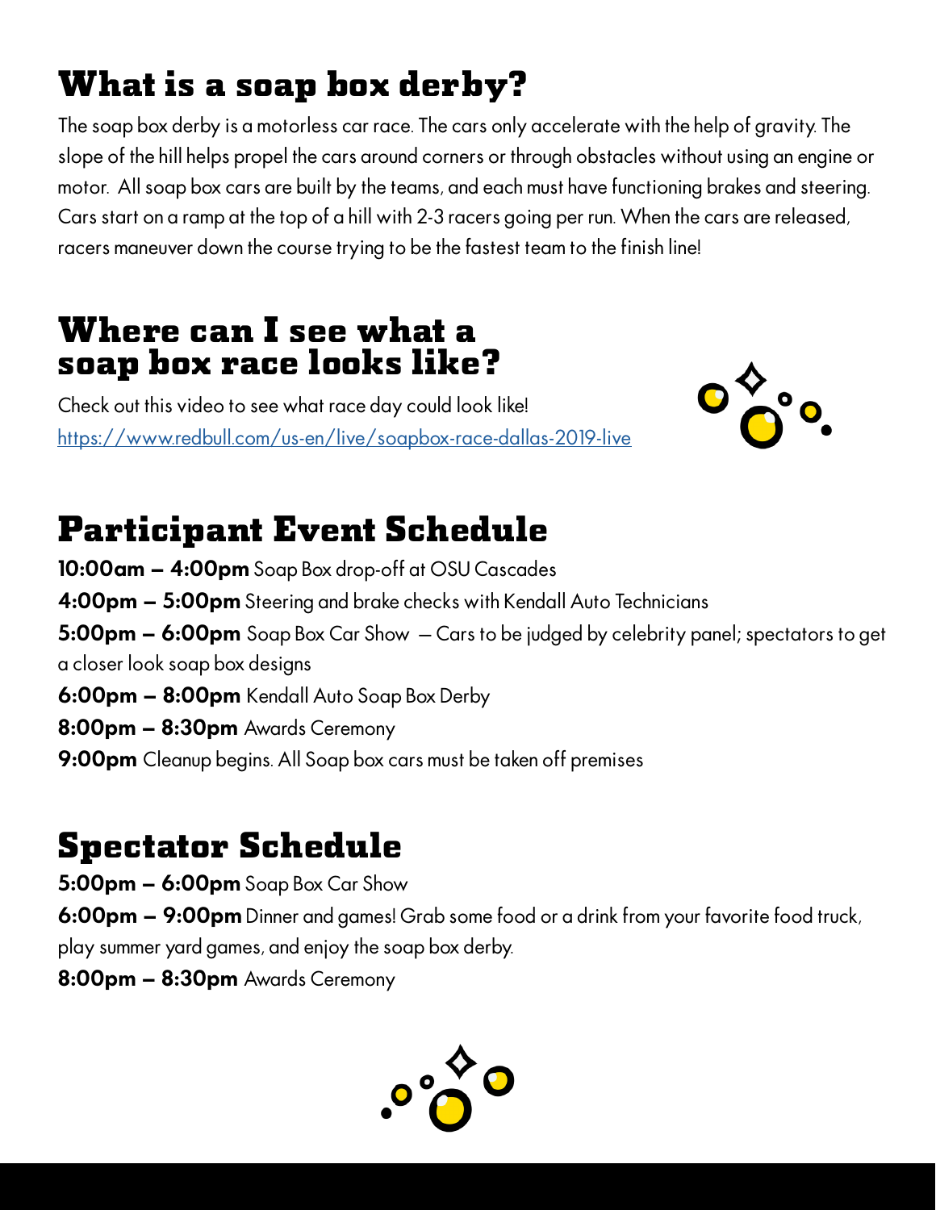# What is a soap box derby?

The soap box derby is a motorless car race. The cars only accelerate with the help of gravity. The slope of the hill helps propel the cars around corners or through obstacles without using an engine or motor. All soap box cars are built by the teams, and each must have functioning brakes and steering. Cars start on a ramp at the top of a hill with 2-3 racers going per run. When the cars are released, racers maneuver down the course trying to be the fastest team to the finish line!

# Where can I see what a soap box race looks like?

Check out this video to see what race day could look like!
https://www.redbull.com/us-en/live/soapbox-race-dallas-2019-live

# Participant Event Schedule

**10:00am – 4:00pm** Soap Box drop-off at OSU Cascades
**4:00pm – 5:00pm** Steering and brake checks with Kendall Auto Technicians
**5:00pm – 6:00pm** Soap Box Car Show – Cars to be judged by celebrity panel; spectators to get a closer look soap box designs
**6:00pm – 8:00pm** Kendall Auto Soap Box Derby
**8:00pm – 8:30pm** Awards Ceremony
**9:00pm** Cleanup begins. All Soap box cars must be taken off premises

# Spectator Schedule

**5:00pm – 6:00pm** Soap Box Car Show
**6:00pm – 9:00pm** Dinner and games! Grab some food or a drink from your favorite food truck, play summer yard games, and enjoy the soap box derby.
**8:00pm – 8:30pm** Awards Ceremony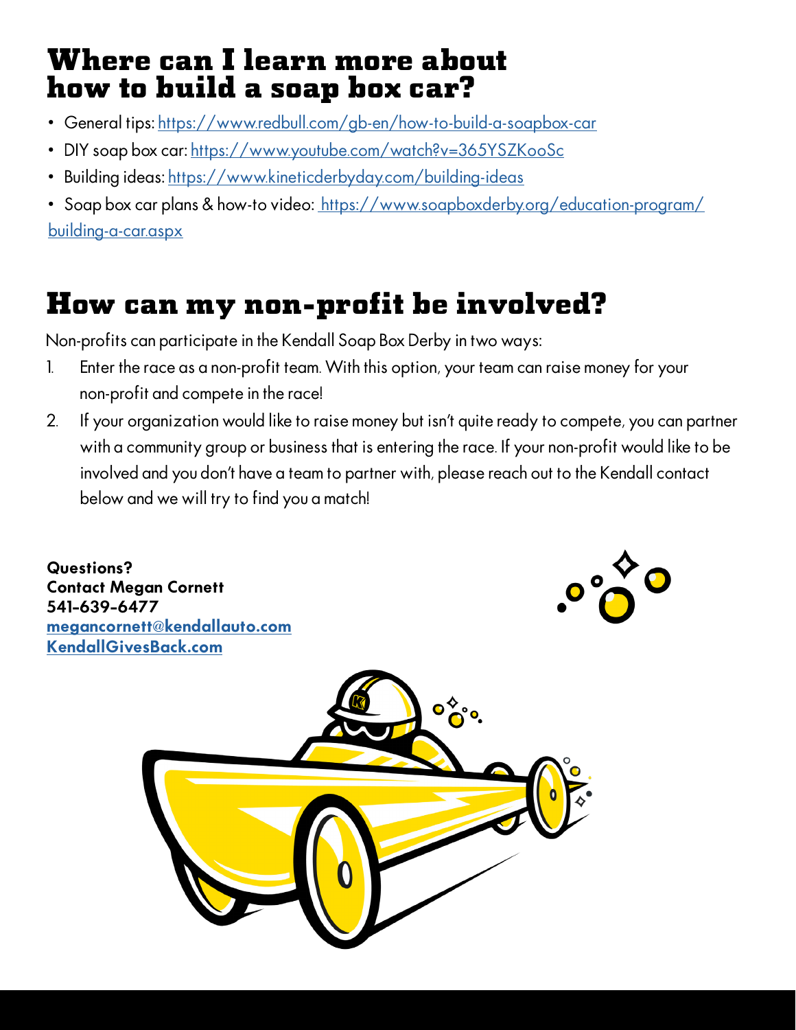## Where can I learn more about how to build a soap box car?

- General tips: https://www.redbull.com/gb-en/how-to-build-a-soapbox-car
- DIY soap box car: https://www.youtube.com/watch?v=365YSZKooSc
- Building ideas: https://www.kineticderbyday.com/building-ideas
- Soap box car plans & how-to video: https://www.soapboxderby.org/education-program/building-a-car.aspx

## How can my non-profit be involved?

Non-profits can participate in the Kendall Soap Box Derby in two ways:

1. Enter the race as a non-profit team. With this option, your team can raise money for your non-profit and compete in the race!
2. If your organization would like to raise money but isn't quite ready to compete, you can partner with a community group or business that is entering the race. If your non-profit would like to be involved and you don't have a team to partner with, please reach out to the Kendall contact below and we will try to find you a match!

**Questions?**
**Contact Megan Cornett**
**541-639-6477**
**megancornett@kendallauto.com**
**KendallGivesBack.com**